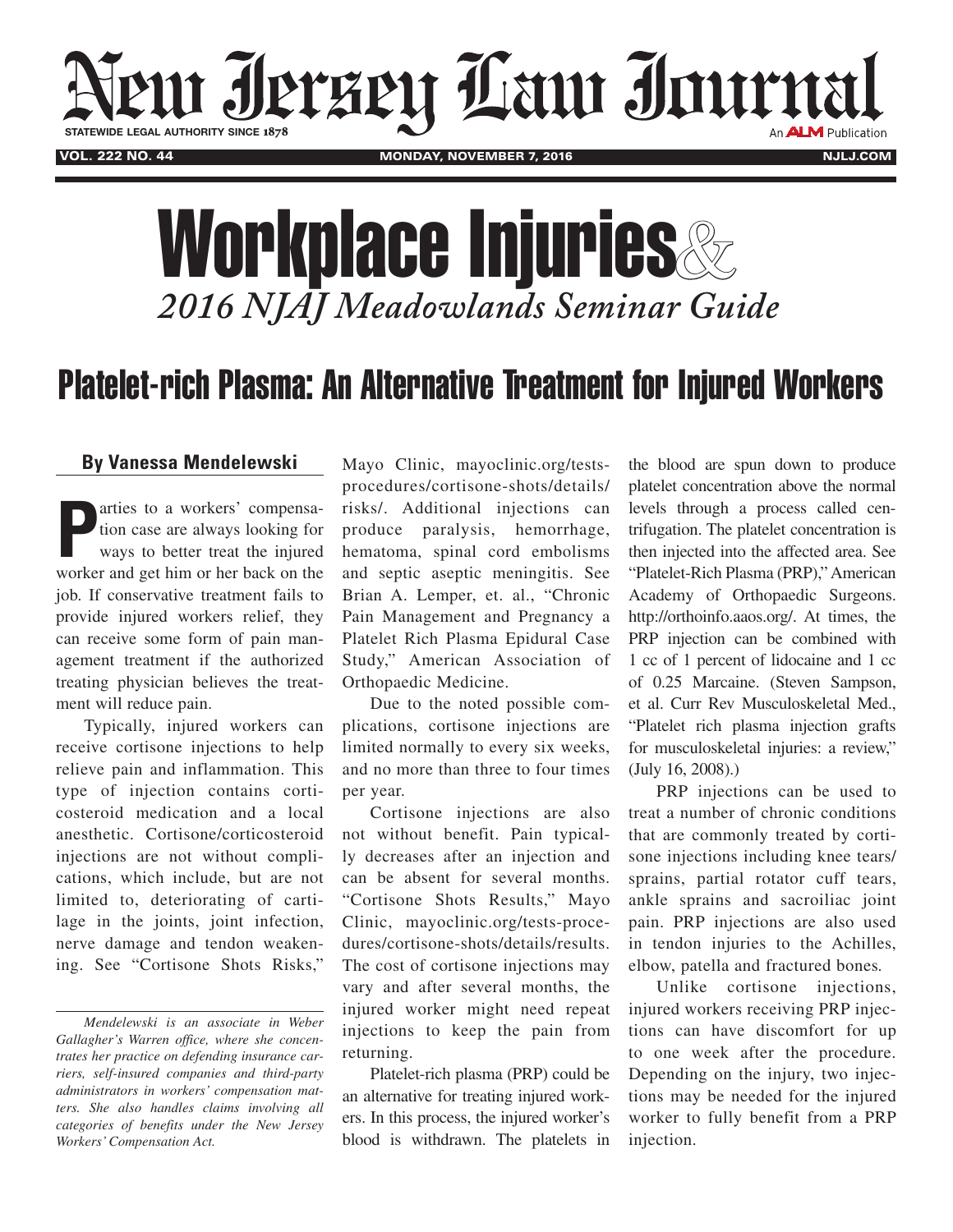# Workplace Injuries & 2016 NJAJ Meadowlands Seminar Guide

## Platelet-rich Plasma: An Alternative Treatment for Injured Workers

**By Vanessa Mendelewski**

Parties to a workers' compensation case are always looking for ways to better treat the injured worker and get him or her back on the job. If conservative treatment fails to provide injured workers relief, they can receive some form of pain management treatment if the authorized treating physician believes the treatment will reduce pain.

Typically, injured workers can receive cortisone injections to help relieve pain and inflammation. This type of injection contains corticosteroid medication and a local anesthetic. Cortisone/corticosteroid injections are not without complications, which include, but are not limited to, deteriorating of cartilage in the joints, joint infection, nerve damage and tendon weakening. See "Cortisone Shots Risks," Mayo Clinic, mayoclinic.org/tests-procedures/cortisone-shots/details/risks/. Additional injections can produce paralysis, hemorrhage, hematoma, spinal cord embolisms and septic aseptic meningitis. See Brian A. Lemper, et. al., "Chronic Pain Management and Pregnancy a Platelet Rich Plasma Epidural Case Study," American Association of Orthopaedic Medicine.

Due to the noted possible complications, cortisone injections are limited normally to every six weeks, and no more than three to four times per year.

Cortisone injections are also not without benefit. Pain typically decreases after an injection and can be absent for several months. "Cortisone Shots Results," Mayo Clinic, mayoclinic.org/tests-procedures/cortisone-shots/details/results. The cost of cortisone injections may vary and after several months, the injured worker might need repeat injections to keep the pain from returning.

Platelet-rich plasma (PRP) could be an alternative for treating injured workers. In this process, the injured worker's blood is withdrawn. The platelets in the blood are spun down to produce platelet concentration above the normal levels through a process called centrifugation. The platelet concentration is then injected into the affected area. See "Platelet-Rich Plasma (PRP)," American Academy of Orthopaedic Surgeons. http://orthoinfo.aaos.org/. At times, the PRP injection can be combined with 1 cc of 1 percent of lidocaine and 1 cc of 0.25 Marcaine. (Steven Sampson, et al. Curr Rev Musculoskeletal Med., "Platelet rich plasma injection grafts for musculoskeletal injuries: a review," (July 16, 2008).)

PRP injections can be used to treat a number of chronic conditions that are commonly treated by cortisone injections including knee tears/sprains, partial rotator cuff tears, ankle sprains and sacroiliac joint pain. PRP injections are also used in tendon injuries to the Achilles, elbow, patella and fractured bones.

Unlike cortisone injections, injured workers receiving PRP injections can have discomfort for up to one week after the procedure. Depending on the injury, two injections may be needed for the injured worker to fully benefit from a PRP injection.

*Mendelewski is an associate in Weber Gallagher's Warren office, where she concentrates her practice on defending insurance carriers, self-insured companies and third-party administrators in workers' compensation matters. She also handles claims involving all categories of benefits under the New Jersey Workers' Compensation Act.*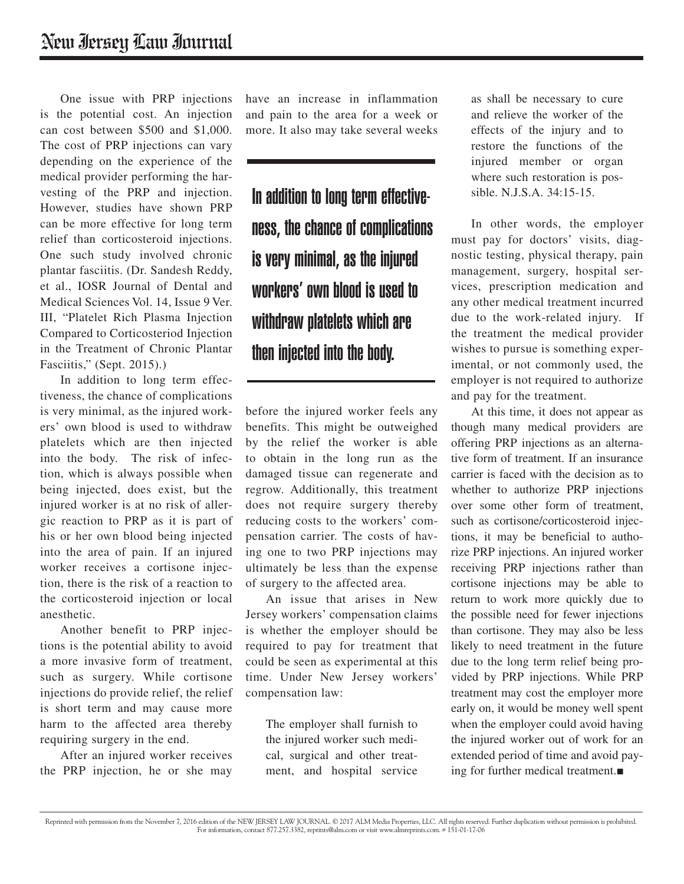One issue with PRP injections is the potential cost. An injection can cost between $500 and $1,000. The cost of PRP injections can vary depending on the experience of the medical provider performing the harvesting of the PRP and injection. However, studies have shown PRP can be more effective for long term relief than corticosteroid injections. One such study involved chronic plantar fasciitis. (Dr. Sandesh Reddy, et al., IOSR Journal of Dental and Medical Sciences Vol. 14, Issue 9 Ver. III, "Platelet Rich Plasma Injection Compared to Corticosteriod Injection in the Treatment of Chronic Plantar Fasciitis," (Sept. 2015).)

In addition to long term effectiveness, the chance of complications is very minimal, as the injured workers' own blood is used to withdraw platelets which are then injected into the body. The risk of infection, which is always possible when being injected, does exist, but the injured worker is at no risk of allergic reaction to PRP as it is part of his or her own blood being injected into the area of pain. If an injured worker receives a cortisone injection, there is the risk of a reaction to the corticosteroid injection or local anesthetic.

Another benefit to PRP injections is the potential ability to avoid a more invasive form of treatment, such as surgery. While cortisone injections do provide relief, the relief is short term and may cause more harm to the affected area thereby requiring surgery in the end.

After an injured worker receives the PRP injection, he or she may have an increase in inflammation and pain to the area for a week or more. It also may take several weeks before the injured worker feels any benefits. This might be outweighed by the relief the worker is able to obtain in the long run as the damaged tissue can regenerate and regrow. Additionally, this treatment does not require surgery thereby reducing costs to the workers' compensation carrier. The costs of having one to two PRP injections may ultimately be less than the expense of surgery to the affected area.

> **In addition to long term effectiveness, the chance of complications is very minimal, as the injured workers' own blood is used to withdraw platelets which are then injected into the body.**

An issue that arises in New Jersey workers' compensation claims is whether the employer should be required to pay for treatment that could be seen as experimental at this time. Under New Jersey workers' compensation law:

> The employer shall furnish to the injured worker such medical, surgical and other treatment, and hospital service as shall be necessary to cure and relieve the worker of the effects of the injury and to restore the functions of the injured member or organ where such restoration is possible. N.J.S.A. 34:15-15.

In other words, the employer must pay for doctors' visits, diagnostic testing, physical therapy, pain management, surgery, hospital services, prescription medication and any other medical treatment incurred due to the work-related injury. If the treatment the medical provider wishes to pursue is something experimental, or not commonly used, the employer is not required to authorize and pay for the treatment.

At this time, it does not appear as though many medical providers are offering PRP injections as an alternative form of treatment. If an insurance carrier is faced with the decision as to whether to authorize PRP injections over some other form of treatment, such as cortisone/corticosteroid injections, it may be beneficial to authorize PRP injections. An injured worker receiving PRP injections rather than cortisone injections may be able to return to work more quickly due to the possible need for fewer injections than cortisone. They may also be less likely to need treatment in the future due to the long term relief being provided by PRP injections. While PRP treatment may cost the employer more early on, it would be money well spent when the employer could avoid having the injured worker out of work for an extended period of time and avoid paying for further medical treatment.■

Reprinted with permission from the November 7, 2016 edition of the NEW JERSEY LAW JOURNAL. © 2017 ALM Media Properties, LLC. All rights reserved. Further duplication without permission is prohibited. For information, contact 877.257.3382, reprints@alm.com or visit www.almreprints.com. # 151-01-17-06